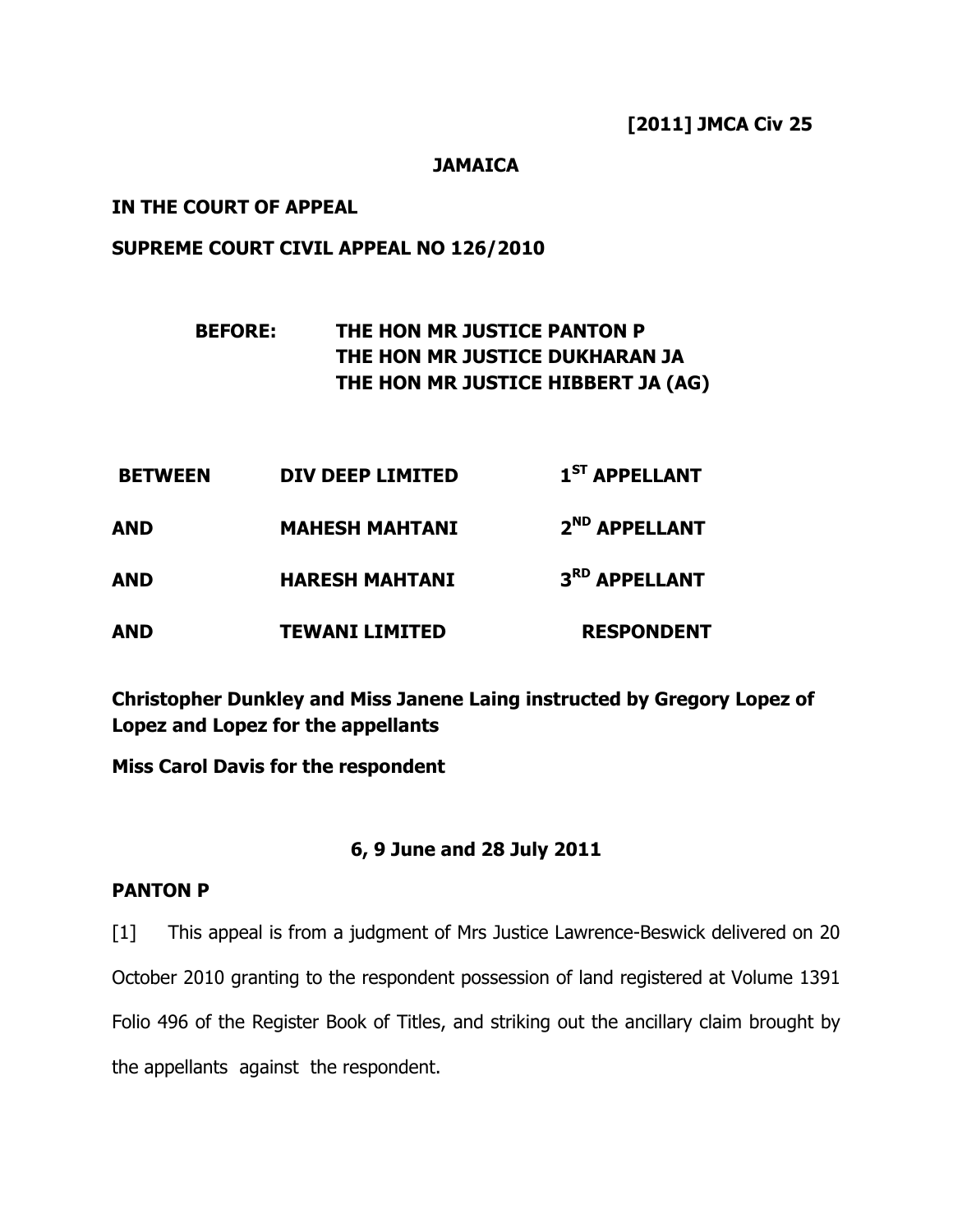**[2011] JMCA Civ 25**

**JAMAICA**

**IN THE COURT OF APPEAL**

**SUPREME COURT CIVIL APPEAL NO 126/2010**

**BEFORE: THE HON MR JUSTICE PANTON P**
**THE HON MR JUSTICE DUKHARAN JA**
**THE HON MR JUSTICE HIBBERT JA (AG)**

| | | |
|---|---|---|
| **BETWEEN** | **DIV DEEP LIMITED** | **1ST APPELLANT** |
| **AND** | **MAHESH MAHTANI** | **2ND APPELLANT** |
| **AND** | **HARESH MAHTANI** | **3RD APPELLANT** |
| **AND** | **TEWANI LIMITED** | **RESPONDENT** |

**Christopher Dunkley and Miss Janene Laing instructed by Gregory Lopez of Lopez and Lopez for the appellants**

**Miss Carol Davis for the respondent**

**6, 9 June and 28 July 2011**

**PANTON P**

[1] This appeal is from a judgment of Mrs Justice Lawrence-Beswick delivered on 20 October 2010 granting to the respondent possession of land registered at Volume 1391 Folio 496 of the Register Book of Titles, and striking out the ancillary claim brought by the appellants against the respondent.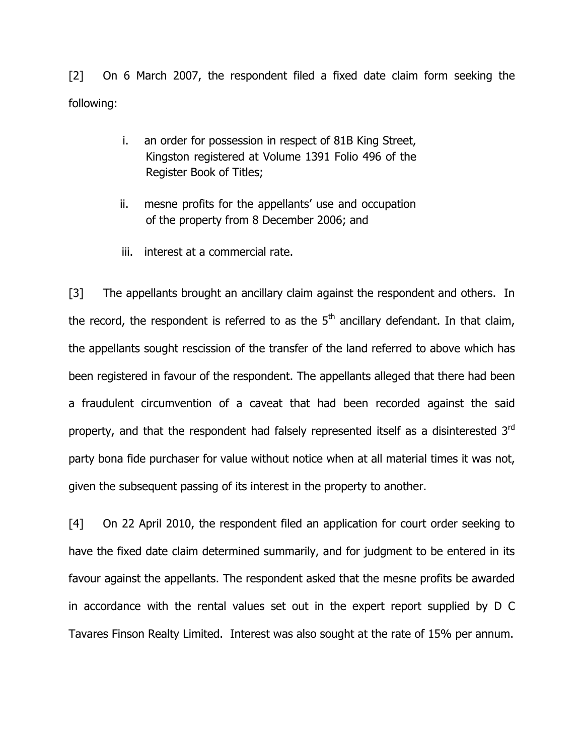[2] On 6 March 2007, the respondent filed a fixed date claim form seeking the following:

i. an order for possession in respect of 81B King Street, Kingston registered at Volume 1391 Folio 496 of the Register Book of Titles;

ii. mesne profits for the appellants' use and occupation of the property from 8 December 2006; and

iii. interest at a commercial rate.

[3] The appellants brought an ancillary claim against the respondent and others. In the record, the respondent is referred to as the 5th ancillary defendant. In that claim, the appellants sought rescission of the transfer of the land referred to above which has been registered in favour of the respondent. The appellants alleged that there had been a fraudulent circumvention of a caveat that had been recorded against the said property, and that the respondent had falsely represented itself as a disinterested 3rd party bona fide purchaser for value without notice when at all material times it was not, given the subsequent passing of its interest in the property to another.

[4] On 22 April 2010, the respondent filed an application for court order seeking to have the fixed date claim determined summarily, and for judgment to be entered in its favour against the appellants. The respondent asked that the mesne profits be awarded in accordance with the rental values set out in the expert report supplied by D C Tavares Finson Realty Limited. Interest was also sought at the rate of 15% per annum.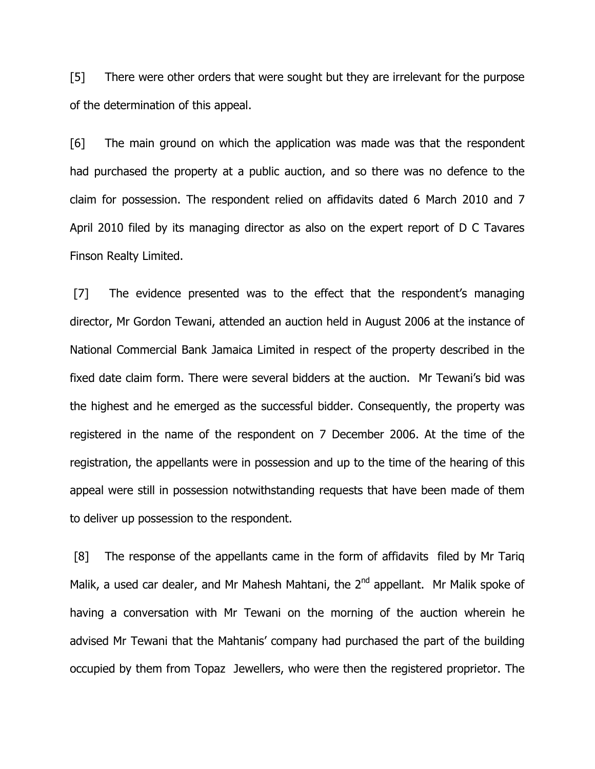[5] There were other orders that were sought but they are irrelevant for the purpose of the determination of this appeal.

[6] The main ground on which the application was made was that the respondent had purchased the property at a public auction, and so there was no defence to the claim for possession. The respondent relied on affidavits dated 6 March 2010 and 7 April 2010 filed by its managing director as also on the expert report of D C Tavares Finson Realty Limited.

[7] The evidence presented was to the effect that the respondent's managing director, Mr Gordon Tewani, attended an auction held in August 2006 at the instance of National Commercial Bank Jamaica Limited in respect of the property described in the fixed date claim form. There were several bidders at the auction. Mr Tewani's bid was the highest and he emerged as the successful bidder. Consequently, the property was registered in the name of the respondent on 7 December 2006. At the time of the registration, the appellants were in possession and up to the time of the hearing of this appeal were still in possession notwithstanding requests that have been made of them to deliver up possession to the respondent.

[8] The response of the appellants came in the form of affidavits filed by Mr Tariq Malik, a used car dealer, and Mr Mahesh Mahtani, the 2nd appellant. Mr Malik spoke of having a conversation with Mr Tewani on the morning of the auction wherein he advised Mr Tewani that the Mahtanis' company had purchased the part of the building occupied by them from Topaz Jewellers, who were then the registered proprietor. The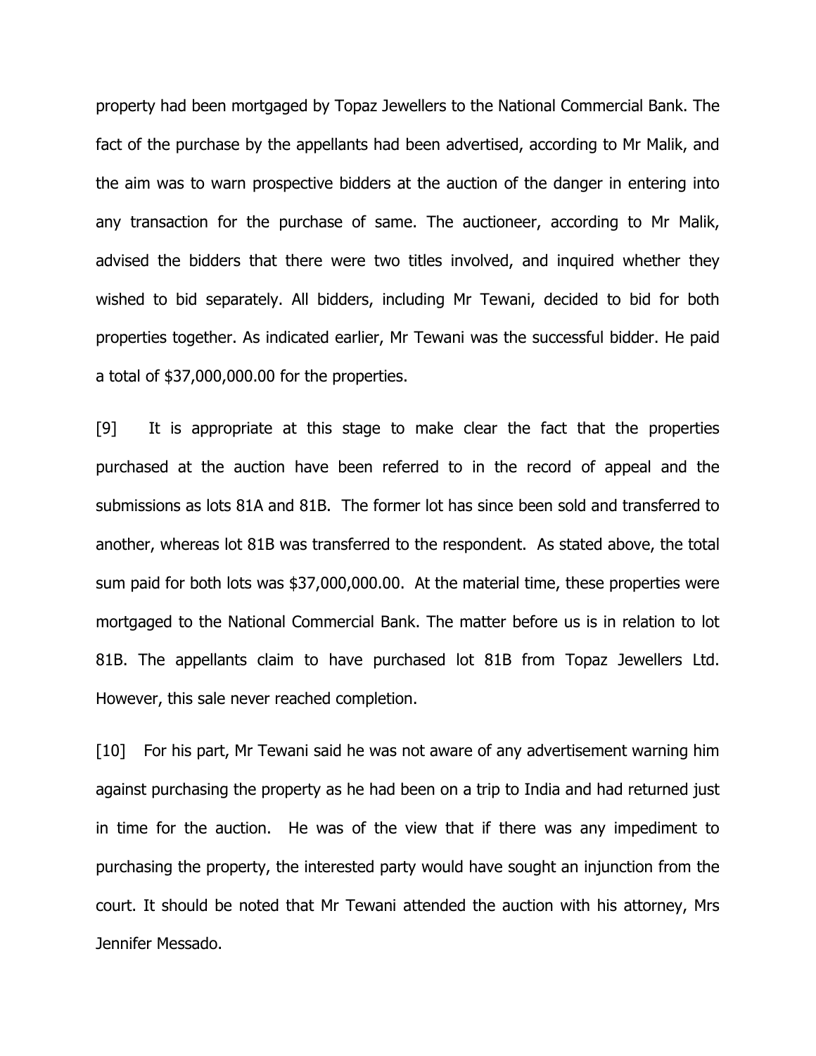property had been mortgaged by Topaz Jewellers to the National Commercial Bank. The fact of the purchase by the appellants had been advertised, according to Mr Malik, and the aim was to warn prospective bidders at the auction of the danger in entering into any transaction for the purchase of same. The auctioneer, according to Mr Malik, advised the bidders that there were two titles involved, and inquired whether they wished to bid separately. All bidders, including Mr Tewani, decided to bid for both properties together. As indicated earlier, Mr Tewani was the successful bidder. He paid a total of $37,000,000.00 for the properties.

[9] It is appropriate at this stage to make clear the fact that the properties purchased at the auction have been referred to in the record of appeal and the submissions as lots 81A and 81B. The former lot has since been sold and transferred to another, whereas lot 81B was transferred to the respondent. As stated above, the total sum paid for both lots was $37,000,000.00. At the material time, these properties were mortgaged to the National Commercial Bank. The matter before us is in relation to lot 81B. The appellants claim to have purchased lot 81B from Topaz Jewellers Ltd. However, this sale never reached completion.

[10] For his part, Mr Tewani said he was not aware of any advertisement warning him against purchasing the property as he had been on a trip to India and had returned just in time for the auction. He was of the view that if there was any impediment to purchasing the property, the interested party would have sought an injunction from the court. It should be noted that Mr Tewani attended the auction with his attorney, Mrs Jennifer Messado.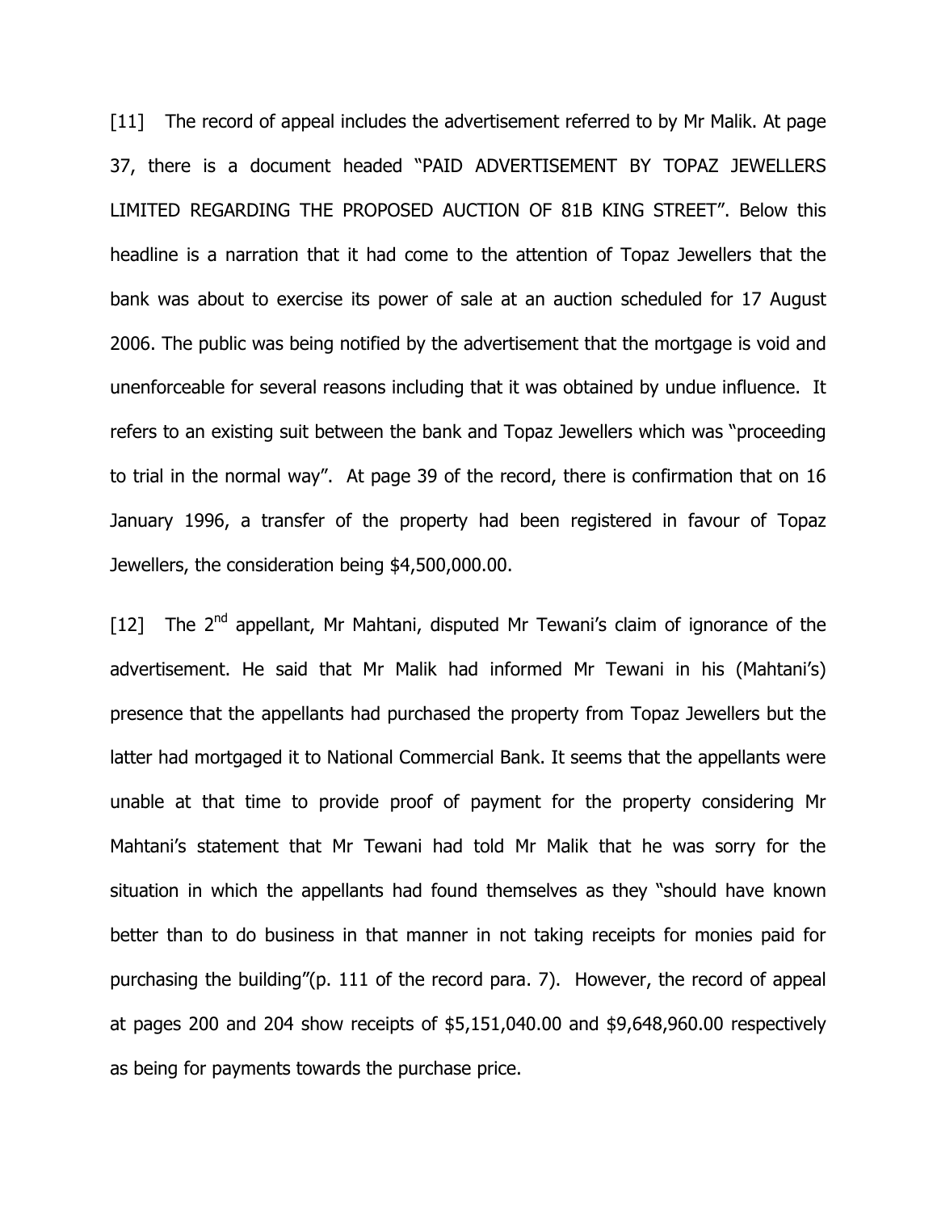[11] The record of appeal includes the advertisement referred to by Mr Malik. At page 37, there is a document headed "PAID ADVERTISEMENT BY TOPAZ JEWELLERS LIMITED REGARDING THE PROPOSED AUCTION OF 81B KING STREET". Below this headline is a narration that it had come to the attention of Topaz Jewellers that the bank was about to exercise its power of sale at an auction scheduled for 17 August 2006. The public was being notified by the advertisement that the mortgage is void and unenforceable for several reasons including that it was obtained by undue influence. It refers to an existing suit between the bank and Topaz Jewellers which was "proceeding to trial in the normal way". At page 39 of the record, there is confirmation that on 16 January 1996, a transfer of the property had been registered in favour of Topaz Jewellers, the consideration being $4,500,000.00.

[12] The 2nd appellant, Mr Mahtani, disputed Mr Tewani's claim of ignorance of the advertisement. He said that Mr Malik had informed Mr Tewani in his (Mahtani's) presence that the appellants had purchased the property from Topaz Jewellers but the latter had mortgaged it to National Commercial Bank. It seems that the appellants were unable at that time to provide proof of payment for the property considering Mr Mahtani's statement that Mr Tewani had told Mr Malik that he was sorry for the situation in which the appellants had found themselves as they "should have known better than to do business in that manner in not taking receipts for monies paid for purchasing the building"(p. 111 of the record para. 7). However, the record of appeal at pages 200 and 204 show receipts of $5,151,040.00 and $9,648,960.00 respectively as being for payments towards the purchase price.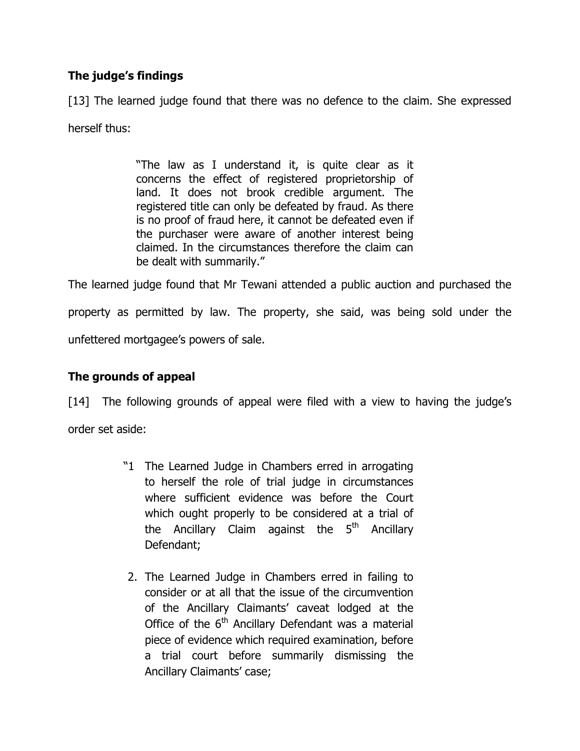**The judge's findings**

[13] The learned judge found that there was no defence to the claim. She expressed herself thus:

> "The law as I understand it, is quite clear as it concerns the effect of registered proprietorship of land. It does not brook credible argument. The registered title can only be defeated by fraud. As there is no proof of fraud here, it cannot be defeated even if the purchaser were aware of another interest being claimed. In the circumstances therefore the claim can be dealt with summarily."

The learned judge found that Mr Tewani attended a public auction and purchased the property as permitted by law. The property, she said, was being sold under the unfettered mortgagee's powers of sale.

**The grounds of appeal**

[14] The following grounds of appeal were filed with a view to having the judge's order set aside:

> "1 The Learned Judge in Chambers erred in arrogating to herself the role of trial judge in circumstances where sufficient evidence was before the Court which ought properly to be considered at a trial of the Ancillary Claim against the 5th Ancillary Defendant;
>
> 2. The Learned Judge in Chambers erred in failing to consider or at all that the issue of the circumvention of the Ancillary Claimants' caveat lodged at the Office of the 6th Ancillary Defendant was a material piece of evidence which required examination, before a trial court before summarily dismissing the Ancillary Claimants' case;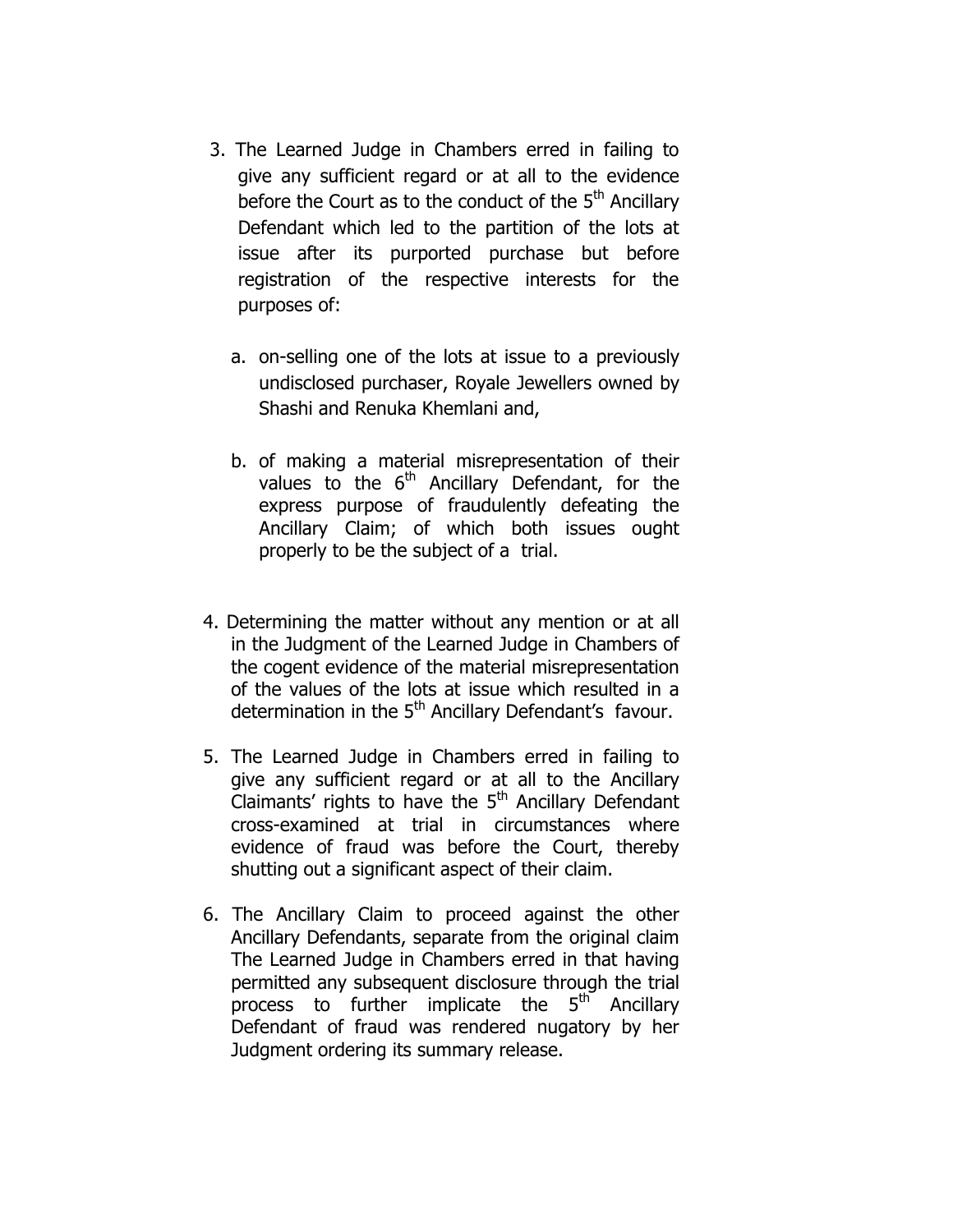3. The Learned Judge in Chambers erred in failing to give any sufficient regard or at all to the evidence before the Court as to the conduct of the 5th Ancillary Defendant which led to the partition of the lots at issue after its purported purchase but before registration of the respective interests for the purposes of:

   a. on-selling one of the lots at issue to a previously undisclosed purchaser, Royale Jewellers owned by Shashi and Renuka Khemlani and,

   b. of making a material misrepresentation of their values to the 6th Ancillary Defendant, for the express purpose of fraudulently defeating the Ancillary Claim; of which both issues ought properly to be the subject of a trial.

4. Determining the matter without any mention or at all in the Judgment of the Learned Judge in Chambers of the cogent evidence of the material misrepresentation of the values of the lots at issue which resulted in a determination in the 5th Ancillary Defendant's favour.

5. The Learned Judge in Chambers erred in failing to give any sufficient regard or at all to the Ancillary Claimants' rights to have the 5th Ancillary Defendant cross-examined at trial in circumstances where evidence of fraud was before the Court, thereby shutting out a significant aspect of their claim.

6. The Ancillary Claim to proceed against the other Ancillary Defendants, separate from the original claim The Learned Judge in Chambers erred in that having permitted any subsequent disclosure through the trial process to further implicate the 5th Ancillary Defendant of fraud was rendered nugatory by her Judgment ordering its summary release.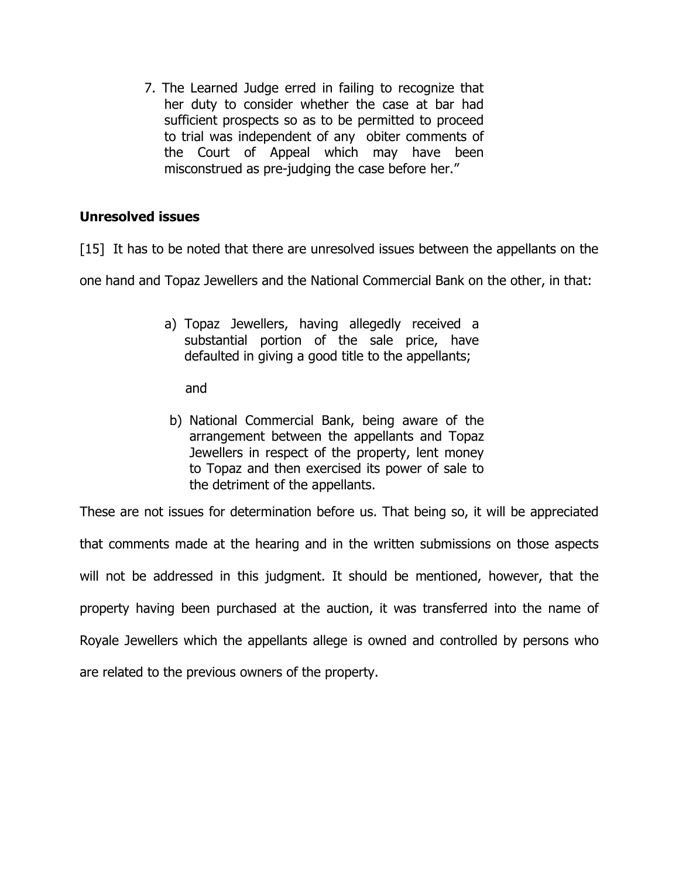7. The Learned Judge erred in failing to recognize that her duty to consider whether the case at bar had sufficient prospects so as to be permitted to proceed to trial was independent of any obiter comments of the Court of Appeal which may have been misconstrued as pre-judging the case before her."

**Unresolved issues**

[15] It has to be noted that there are unresolved issues between the appellants on the one hand and Topaz Jewellers and the National Commercial Bank on the other, in that:

a) Topaz Jewellers, having allegedly received a substantial portion of the sale price, have defaulted in giving a good title to the appellants;

   and

b) National Commercial Bank, being aware of the arrangement between the appellants and Topaz Jewellers in respect of the property, lent money to Topaz and then exercised its power of sale to the detriment of the appellants.

These are not issues for determination before us. That being so, it will be appreciated that comments made at the hearing and in the written submissions on those aspects will not be addressed in this judgment. It should be mentioned, however, that the property having been purchased at the auction, it was transferred into the name of Royale Jewellers which the appellants allege is owned and controlled by persons who are related to the previous owners of the property.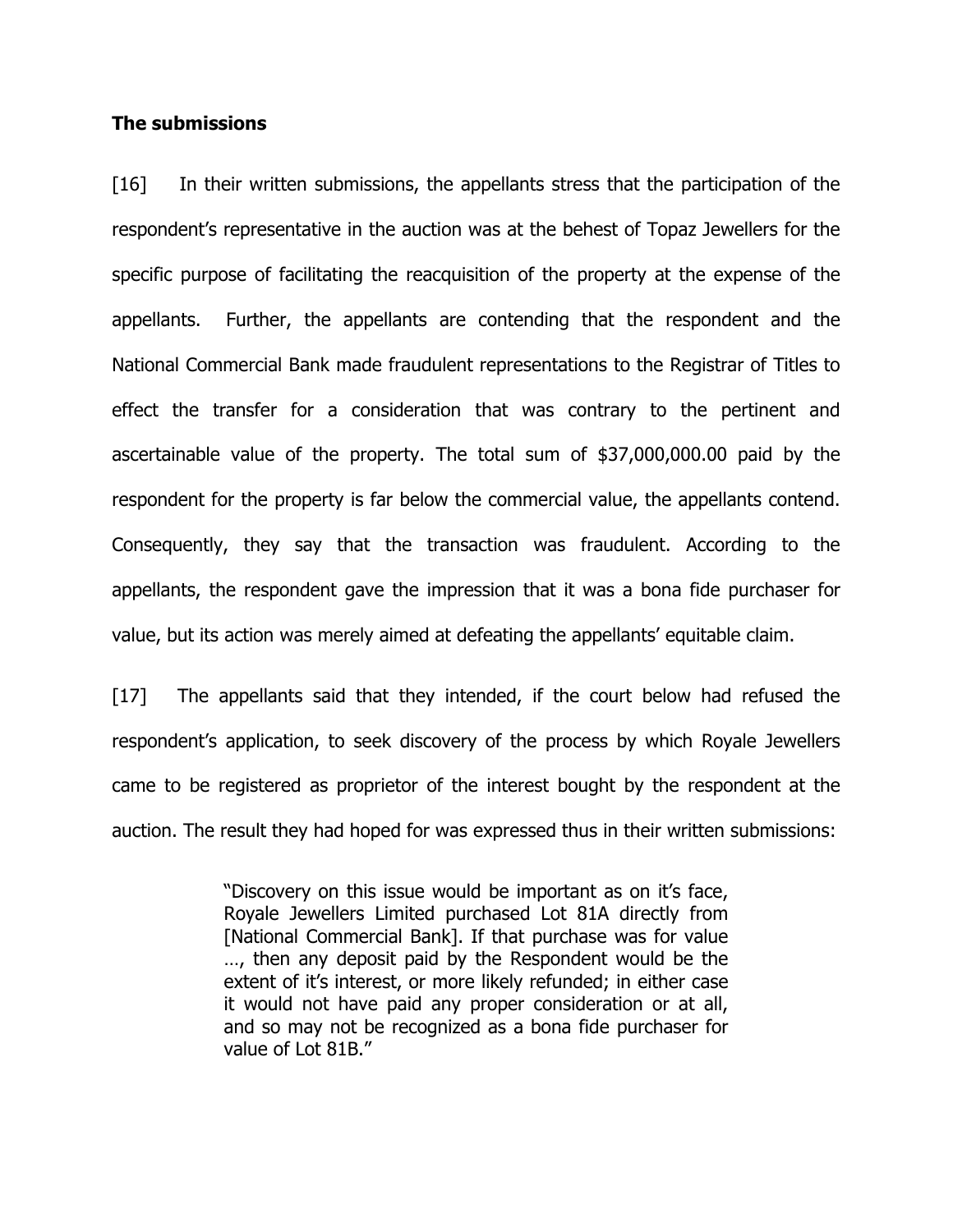**The submissions**

[16] In their written submissions, the appellants stress that the participation of the respondent's representative in the auction was at the behest of Topaz Jewellers for the specific purpose of facilitating the reacquisition of the property at the expense of the appellants. Further, the appellants are contending that the respondent and the National Commercial Bank made fraudulent representations to the Registrar of Titles to effect the transfer for a consideration that was contrary to the pertinent and ascertainable value of the property. The total sum of $37,000,000.00 paid by the respondent for the property is far below the commercial value, the appellants contend. Consequently, they say that the transaction was fraudulent. According to the appellants, the respondent gave the impression that it was a bona fide purchaser for value, but its action was merely aimed at defeating the appellants' equitable claim.

[17] The appellants said that they intended, if the court below had refused the respondent's application, to seek discovery of the process by which Royale Jewellers came to be registered as proprietor of the interest bought by the respondent at the auction. The result they had hoped for was expressed thus in their written submissions:

> "Discovery on this issue would be important as on it's face, Royale Jewellers Limited purchased Lot 81A directly from [National Commercial Bank]. If that purchase was for value …, then any deposit paid by the Respondent would be the extent of it's interest, or more likely refunded; in either case it would not have paid any proper consideration or at all, and so may not be recognized as a bona fide purchaser for value of Lot 81B."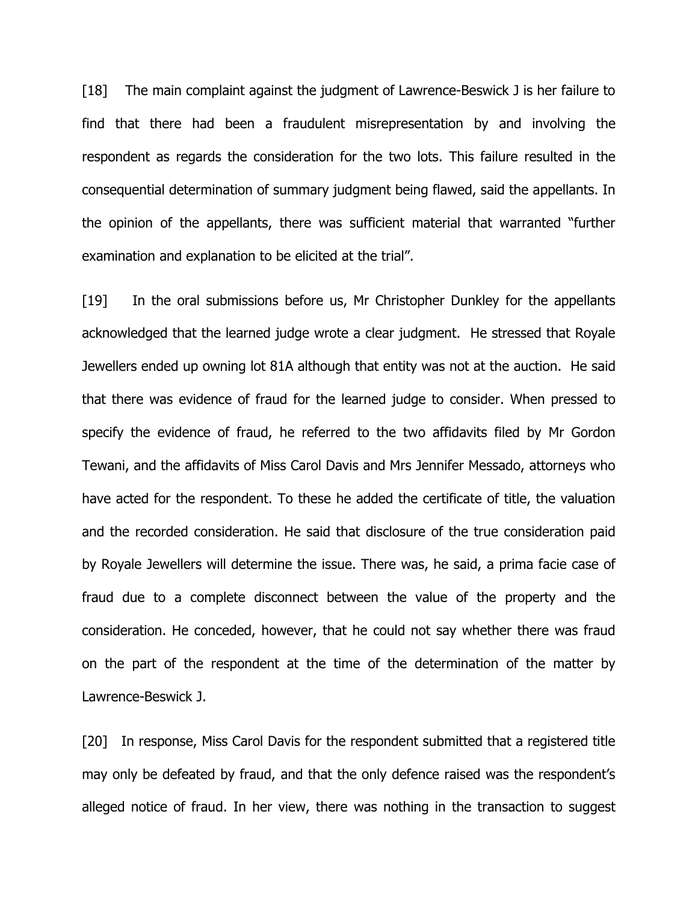[18] The main complaint against the judgment of Lawrence-Beswick J is her failure to find that there had been a fraudulent misrepresentation by and involving the respondent as regards the consideration for the two lots. This failure resulted in the consequential determination of summary judgment being flawed, said the appellants. In the opinion of the appellants, there was sufficient material that warranted "further examination and explanation to be elicited at the trial".

[19] In the oral submissions before us, Mr Christopher Dunkley for the appellants acknowledged that the learned judge wrote a clear judgment. He stressed that Royale Jewellers ended up owning lot 81A although that entity was not at the auction. He said that there was evidence of fraud for the learned judge to consider. When pressed to specify the evidence of fraud, he referred to the two affidavits filed by Mr Gordon Tewani, and the affidavits of Miss Carol Davis and Mrs Jennifer Messado, attorneys who have acted for the respondent. To these he added the certificate of title, the valuation and the recorded consideration. He said that disclosure of the true consideration paid by Royale Jewellers will determine the issue. There was, he said, a prima facie case of fraud due to a complete disconnect between the value of the property and the consideration. He conceded, however, that he could not say whether there was fraud on the part of the respondent at the time of the determination of the matter by Lawrence-Beswick J.

[20] In response, Miss Carol Davis for the respondent submitted that a registered title may only be defeated by fraud, and that the only defence raised was the respondent's alleged notice of fraud. In her view, there was nothing in the transaction to suggest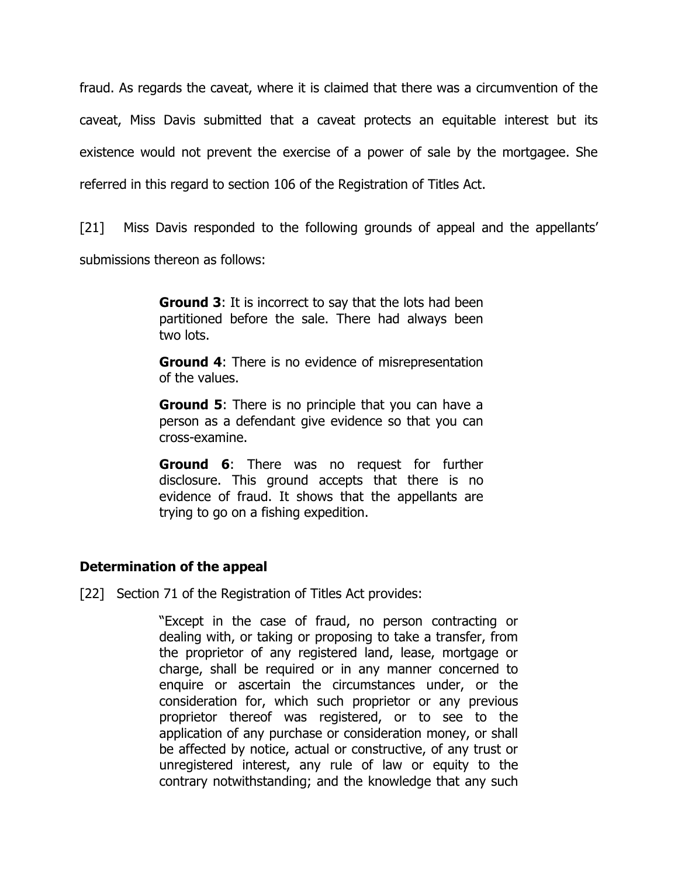fraud. As regards the caveat, where it is claimed that there was a circumvention of the caveat, Miss Davis submitted that a caveat protects an equitable interest but its existence would not prevent the exercise of a power of sale by the mortgagee. She referred in this regard to section 106 of the Registration of Titles Act.

[21] Miss Davis responded to the following grounds of appeal and the appellants' submissions thereon as follows:

> **Ground 3**: It is incorrect to say that the lots had been partitioned before the sale. There had always been two lots.
>
> **Ground 4**: There is no evidence of misrepresentation of the values.
>
> **Ground 5**: There is no principle that you can have a person as a defendant give evidence so that you can cross-examine.
>
> **Ground 6**: There was no request for further disclosure. This ground accepts that there is no evidence of fraud. It shows that the appellants are trying to go on a fishing expedition.

## Determination of the appeal

[22] Section 71 of the Registration of Titles Act provides:

> "Except in the case of fraud, no person contracting or dealing with, or taking or proposing to take a transfer, from the proprietor of any registered land, lease, mortgage or charge, shall be required or in any manner concerned to enquire or ascertain the circumstances under, or the consideration for, which such proprietor or any previous proprietor thereof was registered, or to see to the application of any purchase or consideration money, or shall be affected by notice, actual or constructive, of any trust or unregistered interest, any rule of law or equity to the contrary notwithstanding; and the knowledge that any such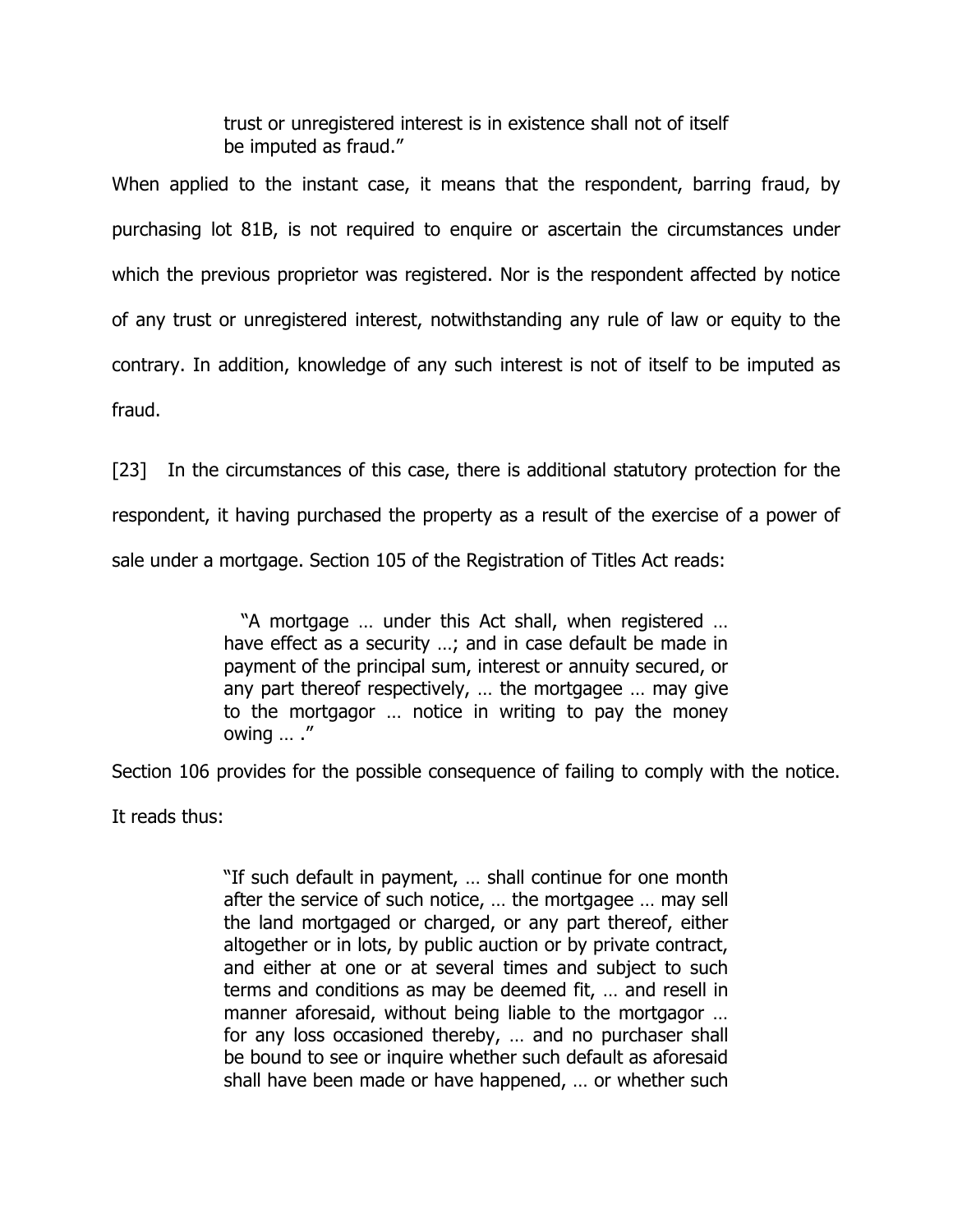> trust or unregistered interest is in existence shall not of itself be imputed as fraud."

When applied to the instant case, it means that the respondent, barring fraud, by purchasing lot 81B, is not required to enquire or ascertain the circumstances under which the previous proprietor was registered. Nor is the respondent affected by notice of any trust or unregistered interest, notwithstanding any rule of law or equity to the contrary. In addition, knowledge of any such interest is not of itself to be imputed as fraud.

[23] In the circumstances of this case, there is additional statutory protection for the respondent, it having purchased the property as a result of the exercise of a power of sale under a mortgage. Section 105 of the Registration of Titles Act reads:

> "A mortgage … under this Act shall, when registered … have effect as a security …; and in case default be made in payment of the principal sum, interest or annuity secured, or any part thereof respectively, … the mortgagee … may give to the mortgagor … notice in writing to pay the money owing … ."

Section 106 provides for the possible consequence of failing to comply with the notice. It reads thus:

> "If such default in payment, … shall continue for one month after the service of such notice, … the mortgagee … may sell the land mortgaged or charged, or any part thereof, either altogether or in lots, by public auction or by private contract, and either at one or at several times and subject to such terms and conditions as may be deemed fit, … and resell in manner aforesaid, without being liable to the mortgagor … for any loss occasioned thereby, … and no purchaser shall be bound to see or inquire whether such default as aforesaid shall have been made or have happened, … or whether such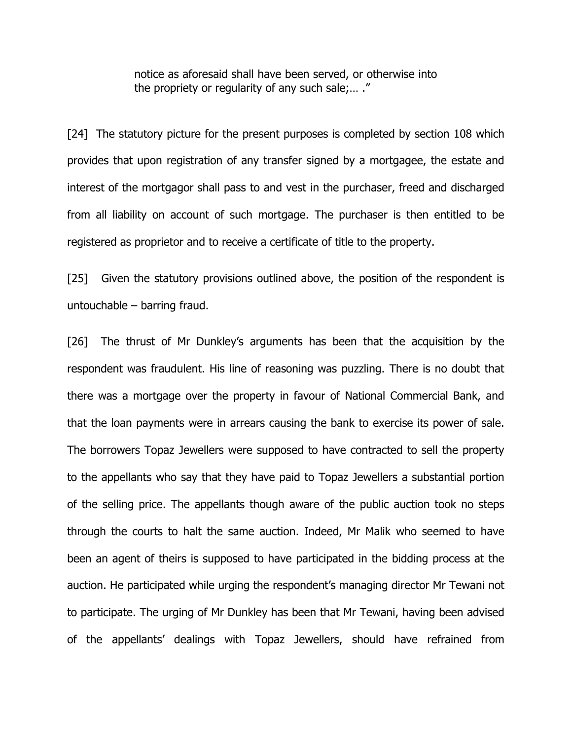> notice as aforesaid shall have been served, or otherwise into the propriety or regularity of any such sale;… ."

[24] The statutory picture for the present purposes is completed by section 108 which provides that upon registration of any transfer signed by a mortgagee, the estate and interest of the mortgagor shall pass to and vest in the purchaser, freed and discharged from all liability on account of such mortgage. The purchaser is then entitled to be registered as proprietor and to receive a certificate of title to the property.

[25] Given the statutory provisions outlined above, the position of the respondent is untouchable – barring fraud.

[26] The thrust of Mr Dunkley's arguments has been that the acquisition by the respondent was fraudulent. His line of reasoning was puzzling. There is no doubt that there was a mortgage over the property in favour of National Commercial Bank, and that the loan payments were in arrears causing the bank to exercise its power of sale. The borrowers Topaz Jewellers were supposed to have contracted to sell the property to the appellants who say that they have paid to Topaz Jewellers a substantial portion of the selling price. The appellants though aware of the public auction took no steps through the courts to halt the same auction. Indeed, Mr Malik who seemed to have been an agent of theirs is supposed to have participated in the bidding process at the auction. He participated while urging the respondent's managing director Mr Tewani not to participate. The urging of Mr Dunkley has been that Mr Tewani, having been advised of the appellants' dealings with Topaz Jewellers, should have refrained from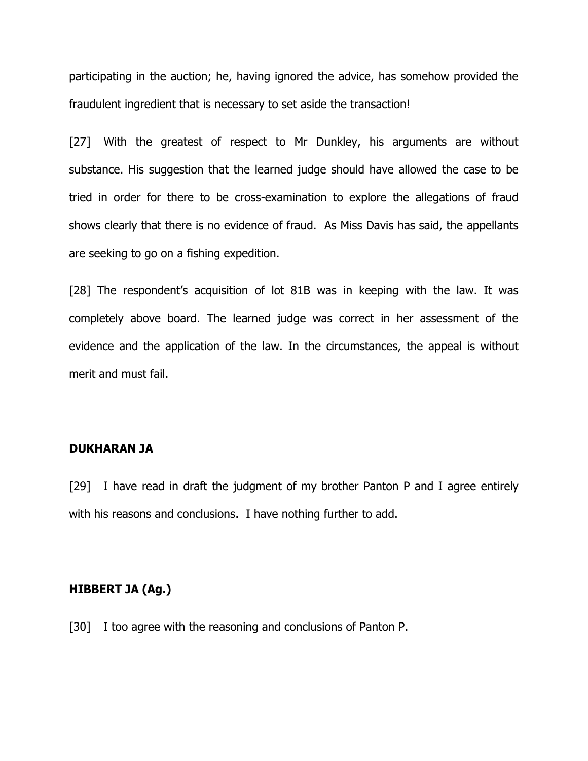participating in the auction; he, having ignored the advice, has somehow provided the fraudulent ingredient that is necessary to set aside the transaction!

[27] With the greatest of respect to Mr Dunkley, his arguments are without substance. His suggestion that the learned judge should have allowed the case to be tried in order for there to be cross-examination to explore the allegations of fraud shows clearly that there is no evidence of fraud. As Miss Davis has said, the appellants are seeking to go on a fishing expedition.

[28] The respondent's acquisition of lot 81B was in keeping with the law. It was completely above board. The learned judge was correct in her assessment of the evidence and the application of the law. In the circumstances, the appeal is without merit and must fail.

**DUKHARAN JA**

[29] I have read in draft the judgment of my brother Panton P and I agree entirely with his reasons and conclusions. I have nothing further to add.

**HIBBERT JA (Ag.)**

[30] I too agree with the reasoning and conclusions of Panton P.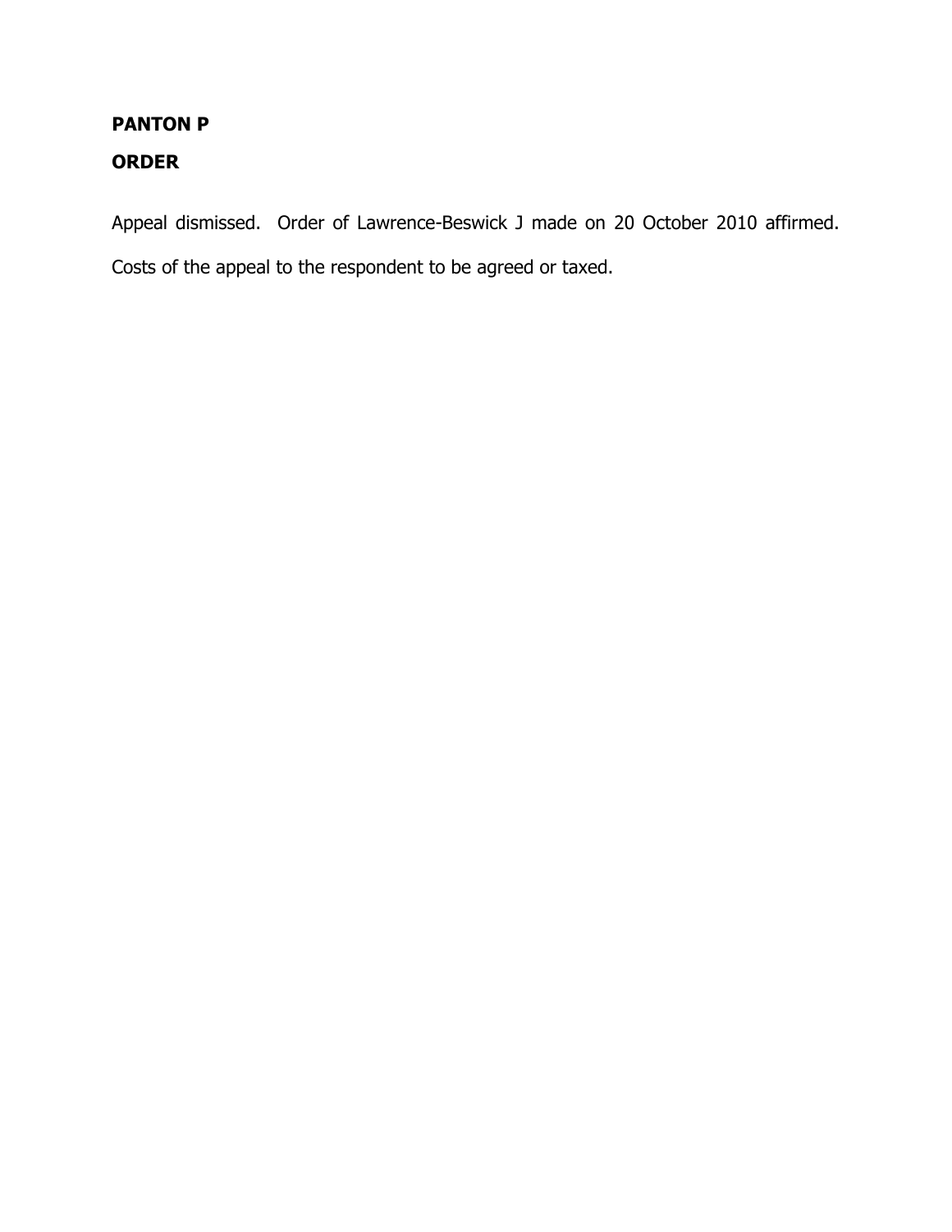**PANTON P**

**ORDER**

Appeal dismissed. Order of Lawrence-Beswick J made on 20 October 2010 affirmed. Costs of the appeal to the respondent to be agreed or taxed.